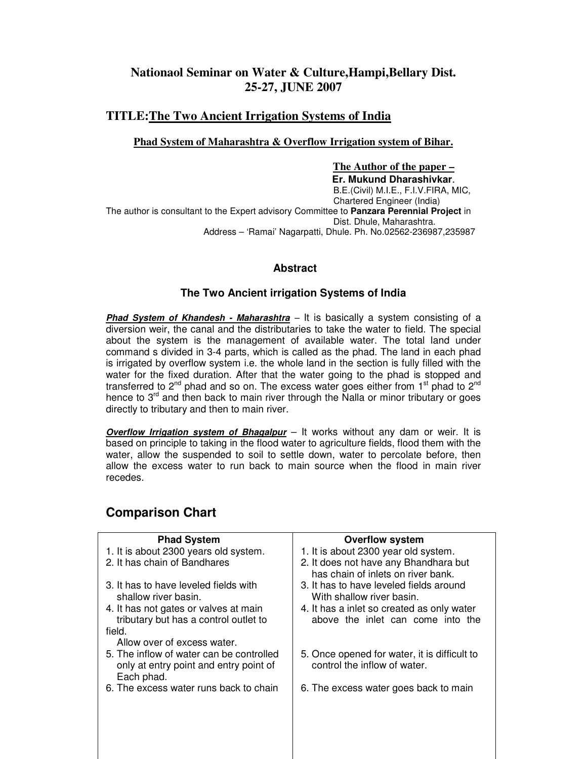# Nationaol Seminar on Water & Culture,Hampi,Bellary Dist. 25-27, JUNE 2007

## TITLE:<u>The Two Ancient Irrigation Systems of India</u>

### <u>Phad System of Maharashtra & Overflow Irrigation system of Bihar.</u>

**<u>The Author of the paper –</u>**
**Er. Mukund Dharashivkar**.
B.E.(Civil) M.I.E., F.I.V.FIRA, MIC,
Chartered Engineer (India)
The author is consultant to the Expert advisory Committee to **Panzara Perennial Project** in Dist. Dhule, Maharashtra.
Address – 'Ramai' Nagarpatti, Dhule. Ph. No.02562-236987,235987

### Abstract

### The Two Ancient irrigation Systems of India

***<u>Phad System of Khandesh - Maharashtra</u>*** – It is basically a system consisting of a diversion weir, the canal and the distributaries to take the water to field. The special about the system is the management of available water. The total land under command s divided in 3-4 parts, which is called as the phad. The land in each phad is irrigated by overflow system i.e. the whole land in the section is fully filled with the water for the fixed duration. After that the water going to the phad is stopped and transferred to 2nd phad and so on. The excess water goes either from 1st phad to 2nd hence to 3rd and then back to main river through the Nalla or minor tributary or goes directly to tributary and then to main river.

***<u>Overflow Irrigation system of Bhagalpur</u>*** – It works without any dam or weir. It is based on principle to taking in the flood water to agriculture fields, flood them with the water, allow the suspended to soil to settle down, water to percolate before, then allow the excess water to run back to main source when the flood in main river recedes.

## Comparison Chart

| Phad System | Overflow system |
|---|---|
| 1. It is about 2300 years old system. | 1. It is about 2300 year old system. |
| 2. It has chain of Bandhares | 2. It does not have any Bhandhara but has chain of inlets on river bank. |
| 3. It has to have leveled fields with shallow river basin. | 3. It has to have leveled fields around With shallow river basin. |
| 4. It has not gates or valves at main tributary but has a control outlet to field. Allow over of excess water. | 4. It has a inlet so created as only water above the inlet can come into the |
| 5. The inflow of water can be controlled only at entry point and entry point of Each phad. | 5. Once opened for water, it is difficult to control the inflow of water. |
| 6. The excess water runs back to chain | 6. The excess water goes back to main |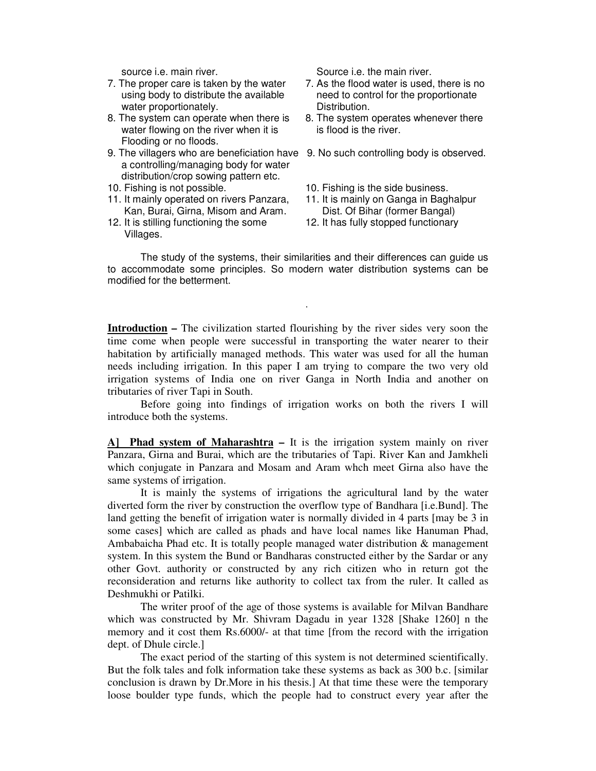| | |
|---|---|
| source i.e. main river. | Source i.e. the main river. |
| 7. The proper care is taken by the water using body to distribute the available water proportionately. | 7. As the flood water is used, there is no need to control for the proportionate Distribution. |
| 8. The system can operate when there is water flowing on the river when it is Flooding or no floods. | 8. The system operates whenever there is flood is the river. |
| 9. The villagers who are beneficiation have a controlling/managing body for water distribution/crop sowing pattern etc. | 9. No such controlling body is observed. |
| 10. Fishing is not possible. | 10. Fishing is the side business. |
| 11. It mainly operated on rivers Panzara, Kan, Burai, Girna, Misom and Aram. | 11. It is mainly on Ganga in Baghalpur Dist. Of Bihar (former Bangal) |
| 12. It is stilling functioning the some Villages. | 12. It has fully stopped functionary |

The study of the systems, their similarities and their differences can guide us to accommodate some principles. So modern water distribution systems can be modified for the betterment.

.

**Introduction –** The civilization started flourishing by the river sides very soon the time come when people were successful in transporting the water nearer to their habitation by artificially managed methods. This water was used for all the human needs including irrigation. In this paper I am trying to compare the two very old irrigation systems of India one on river Ganga in North India and another on tributaries of river Tapi in South.

Before going into findings of irrigation works on both the rivers I will introduce both the systems.

**A] Phad system of Maharashtra –** It is the irrigation system mainly on river Panzara, Girna and Burai, which are the tributaries of Tapi. River Kan and Jamkheli which conjugate in Panzara and Mosam and Aram whch meet Girna also have the same systems of irrigation.

It is mainly the systems of irrigations the agricultural land by the water diverted form the river by construction the overflow type of Bandhara [i.e.Bund]. The land getting the benefit of irrigation water is normally divided in 4 parts [may be 3 in some cases] which are called as phads and have local names like Hanuman Phad, Ambabaicha Phad etc. It is totally people managed water distribution & management system. In this system the Bund or Bandharas constructed either by the Sardar or any other Govt. authority or constructed by any rich citizen who in return got the reconsideration and returns like authority to collect tax from the ruler. It called as Deshmukhi or Patilki.

The writer proof of the age of those systems is available for Milvan Bandhare which was constructed by Mr. Shivram Dagadu in year 1328 [Shake 1260] n the memory and it cost them Rs.6000/- at that time [from the record with the irrigation dept. of Dhule circle.]

The exact period of the starting of this system is not determined scientifically. But the folk tales and folk information take these systems as back as 300 b.c. [similar conclusion is drawn by Dr.More in his thesis.] At that time these were the temporary loose boulder type funds, which the people had to construct every year after the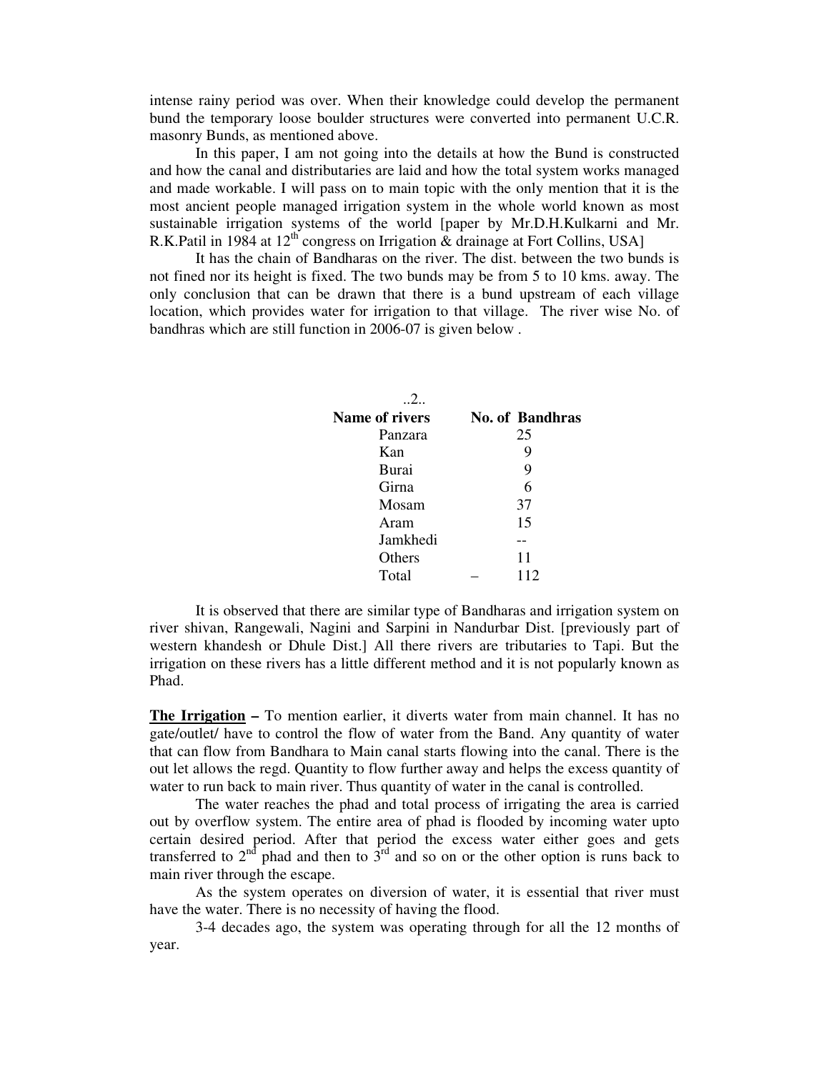intense rainy period was over. When their knowledge could develop the permanent bund the temporary loose boulder structures were converted into permanent U.C.R. masonry Bunds, as mentioned above.

In this paper, I am not going into the details at how the Bund is constructed and how the canal and distributaries are laid and how the total system works managed and made workable. I will pass on to main topic with the only mention that it is the most ancient people managed irrigation system in the whole world known as most sustainable irrigation systems of the world [paper by Mr.D.H.Kulkarni and Mr. R.K.Patil in 1984 at 12th congress on Irrigation & drainage at Fort Collins, USA]

It has the chain of Bandharas on the river. The dist. between the two bunds is not fined nor its height is fixed. The two bunds may be from 5 to 10 kms. away. The only conclusion that can be drawn that there is a bund upstream of each village location, which provides water for irrigation to that village. The river wise No. of bandhras which are still function in 2006-07 is given below .

| Name of rivers | No. of Bandhras |
|---|---|
| Panzara | 25 |
| Kan | 9 |
| Burai | 9 |
| Girna | 6 |
| Mosam | 37 |
| Aram | 15 |
| Jamkhedi | -- |
| Others | 11 |
| Total – | 112 |

It is observed that there are similar type of Bandharas and irrigation system on river shivan, Rangewali, Nagini and Sarpini in Nandurbar Dist. [previously part of western khandesh or Dhule Dist.] All there rivers are tributaries to Tapi. But the irrigation on these rivers has a little different method and it is not popularly known as Phad.

**The Irrigation –** To mention earlier, it diverts water from main channel. It has no gate/outlet/ have to control the flow of water from the Band. Any quantity of water that can flow from Bandhara to Main canal starts flowing into the canal. There is the out let allows the regd. Quantity to flow further away and helps the excess quantity of water to run back to main river. Thus quantity of water in the canal is controlled.

The water reaches the phad and total process of irrigating the area is carried out by overflow system. The entire area of phad is flooded by incoming water upto certain desired period. After that period the excess water either goes and gets transferred to 2nd phad and then to 3rd and so on or the other option is runs back to main river through the escape.

As the system operates on diversion of water, it is essential that river must have the water. There is no necessity of having the flood.

3-4 decades ago, the system was operating through for all the 12 months of year.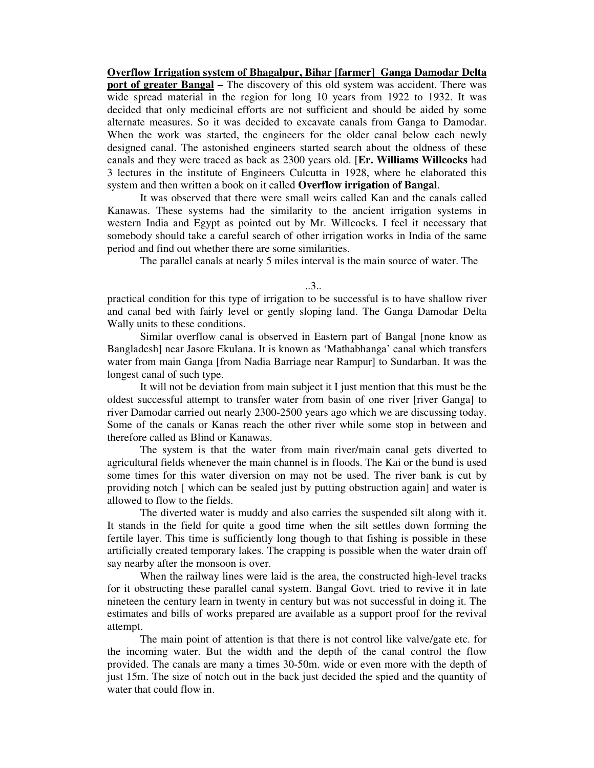**Overflow Irrigation system of Bhagalpur, Bihar [farmer] Ganga Damodar Delta port of greater Bangal –** The discovery of this old system was accident. There was wide spread material in the region for long 10 years from 1922 to 1932. It was decided that only medicinal efforts are not sufficient and should be aided by some alternate measures. So it was decided to excavate canals from Ganga to Damodar. When the work was started, the engineers for the older canal below each newly designed canal. The astonished engineers started search about the oldness of these canals and they were traced as back as 2300 years old. [**Er. Williams Willcocks** had 3 lectures in the institute of Engineers Culcutta in 1928, where he elaborated this system and then written a book on it called **Overflow irrigation of Bangal**.

It was observed that there were small weirs called Kan and the canals called Kanawas. These systems had the similarity to the ancient irrigation systems in western India and Egypt as pointed out by Mr. Willcocks. I feel it necessary that somebody should take a careful search of other irrigation works in India of the same period and find out whether there are some similarities.

The parallel canals at nearly 5 miles interval is the main source of water. The practical condition for this type of irrigation to be successful is to have shallow river and canal bed with fairly level or gently sloping land. The Ganga Damodar Delta Wally units to these conditions.

Similar overflow canal is observed in Eastern part of Bangal [none know as Bangladesh] near Jasore Ekulana. It is known as 'Mathabhanga' canal which transfers water from main Ganga [from Nadia Barriage near Rampur] to Sundarban. It was the longest canal of such type.

It will not be deviation from main subject it I just mention that this must be the oldest successful attempt to transfer water from basin of one river [river Ganga] to river Damodar carried out nearly 2300-2500 years ago which we are discussing today. Some of the canals or Kanas reach the other river while some stop in between and therefore called as Blind or Kanawas.

The system is that the water from main river/main canal gets diverted to agricultural fields whenever the main channel is in floods. The Kai or the bund is used some times for this water diversion on may not be used. The river bank is cut by providing notch [ which can be sealed just by putting obstruction again] and water is allowed to flow to the fields.

The diverted water is muddy and also carries the suspended silt along with it. It stands in the field for quite a good time when the silt settles down forming the fertile layer. This time is sufficiently long though to that fishing is possible in these artificially created temporary lakes. The crapping is possible when the water drain off say nearby after the monsoon is over.

When the railway lines were laid is the area, the constructed high-level tracks for it obstructing these parallel canal system. Bangal Govt. tried to revive it in late nineteen the century learn in twenty in century but was not successful in doing it. The estimates and bills of works prepared are available as a support proof for the revival attempt.

The main point of attention is that there is not control like valve/gate etc. for the incoming water. But the width and the depth of the canal control the flow provided. The canals are many a times 30-50m. wide or even more with the depth of just 15m. The size of notch out in the back just decided the spied and the quantity of water that could flow in.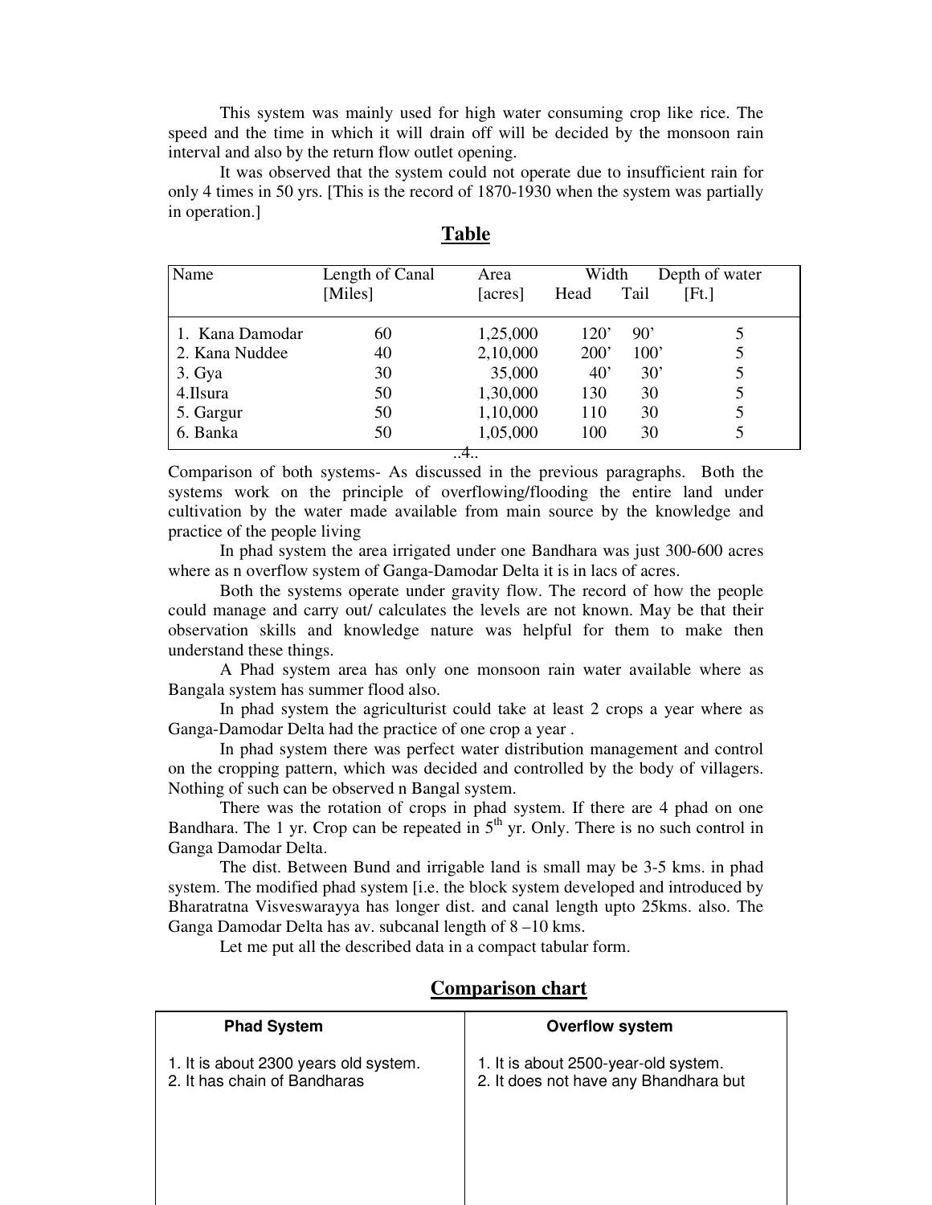This system was mainly used for high water consuming crop like rice. The speed and the time in which it will drain off will be decided by the monsoon rain interval and also by the return flow outlet opening.

It was observed that the system could not operate due to insufficient rain for only 4 times in 50 yrs. [This is the record of 1870-1930 when the system was partially in operation.]

## Table

| Name | Length of Canal [Miles] | Area [acres] | Width Head | Width Tail | Depth of water [Ft.] |
|---|---|---|---|---|---|
| 1. Kana Damodar | 60 | 1,25,000 | 120' | 90' | 5 |
| 2. Kana Nuddee | 40 | 2,10,000 | 200' | 100' | 5 |
| 3. Gya | 30 | 35,000 | 40' | 30' | 5 |
| 4.Ilsura | 50 | 1,30,000 | 130 | 30 | 5 |
| 5. Gargur | 50 | 1,10,000 | 110 | 30 | 5 |
| 6. Banka | 50 | 1,05,000 | 100 | 30 | 5 |

Comparison of both systems- As discussed in the previous paragraphs. Both the systems work on the principle of overflowing/flooding the entire land under cultivation by the water made available from main source by the knowledge and practice of the people living

In phad system the area irrigated under one Bandhara was just 300-600 acres where as n overflow system of Ganga-Damodar Delta it is in lacs of acres.

Both the systems operate under gravity flow. The record of how the people could manage and carry out/ calculates the levels are not known. May be that their observation skills and knowledge nature was helpful for them to make then understand these things.

A Phad system area has only one monsoon rain water available where as Bangala system has summer flood also.

In phad system the agriculturist could take at least 2 crops a year where as Ganga-Damodar Delta had the practice of one crop a year .

In phad system there was perfect water distribution management and control on the cropping pattern, which was decided and controlled by the body of villagers. Nothing of such can be observed n Bangal system.

There was the rotation of crops in phad system. If there are 4 phad on one Bandhara. The 1 yr. Crop can be repeated in 5th yr. Only. There is no such control in Ganga Damodar Delta.

The dist. Between Bund and irrigable land is small may be 3-5 kms. in phad system. The modified phad system [i.e. the block system developed and introduced by Bharatratna Visveswarayya has longer dist. and canal length upto 25kms. also. The Ganga Damodar Delta has av. subcanal length of 8 –10 kms.

Let me put all the described data in a compact tabular form.

## Comparison chart

| Phad System | Overflow system |
|---|---|
| 1. It is about 2300 years old system.<br>2. It has chain of Bandharas | 1. It is about 2500-year-old system.<br>2. It does not have any Bhandhara but |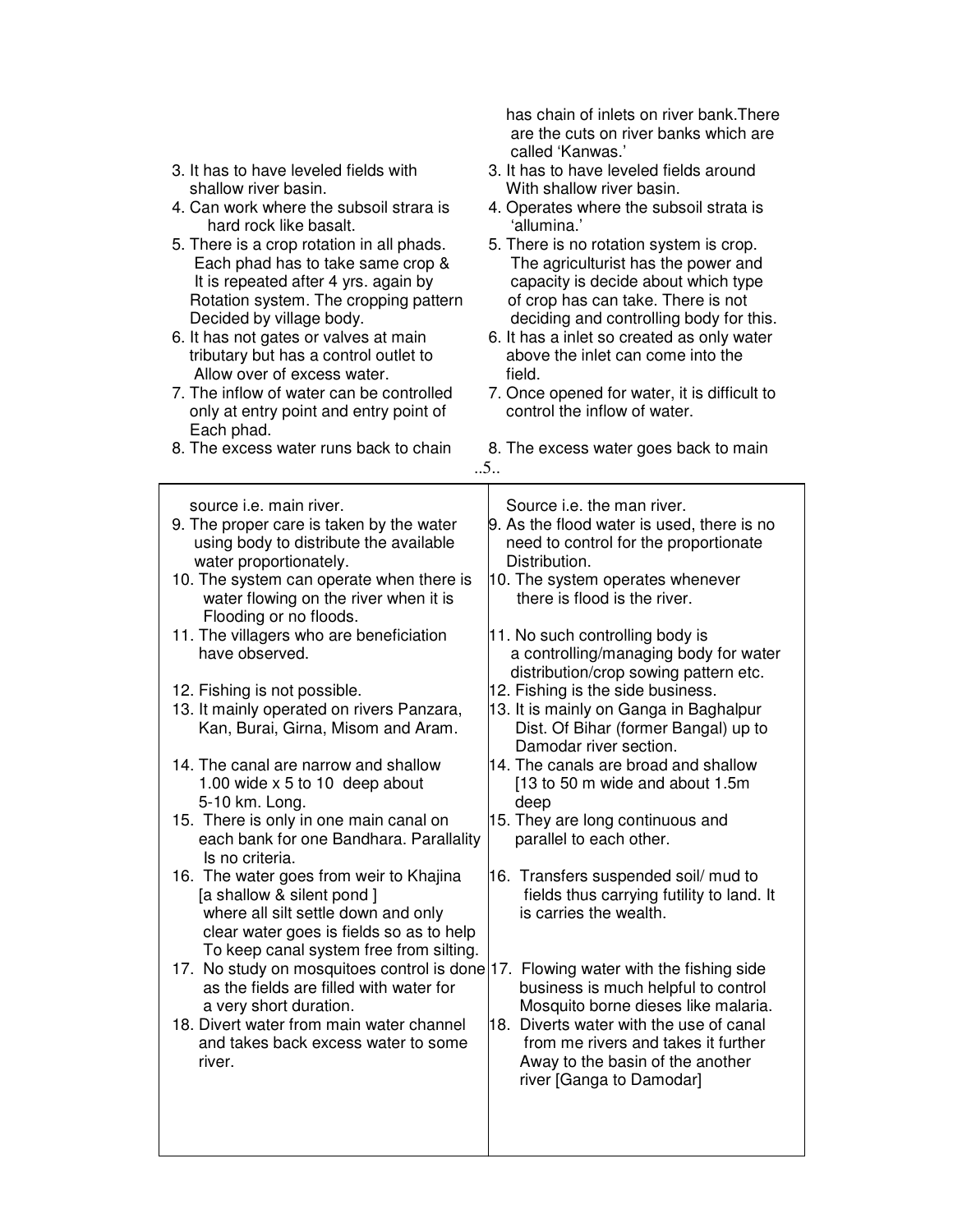| | |
|---|---|
| | has chain of inlets on river bank.There are the cuts on river banks which are called 'Kanwas.' |
| 3. It has to have leveled fields with shallow river basin. | 3. It has to have leveled fields around With shallow river basin. |
| 4. Can work where the subsoil strara is hard rock like basalt. | 4. Operates where the subsoil strata is 'allumina.' |
| 5. There is a crop rotation in all phads. Each phad has to take same crop & It is repeated after 4 yrs. again by Rotation system. The cropping pattern Decided by village body. | 5. There is no rotation system is crop. The agriculturist has the power and capacity is decide about which type of crop has can take. There is not deciding and controlling body for this. |
| 6. It has not gates or valves at main tributary but has a control outlet to Allow over of excess water. | 6. It has a inlet so created as only water above the inlet can come into the field. |
| 7. The inflow of water can be controlled only at entry point and entry point of Each phad. | 7. Once opened for water, it is difficult to control the inflow of water. |
| 8. The excess water runs back to chain source i.e. main river. | 8. The excess water goes back to main Source i.e. the man river. |
| 9. The proper care is taken by the water using body to distribute the available water proportionately. | 9. As the flood water is used, there is no need to control for the proportionate Distribution. |
| 10. The system can operate when there is water flowing on the river when it is Flooding or no floods. | 10. The system operates whenever there is flood is the river. |
| 11. The villagers who are beneficiation have observed. | 11. No such controlling body is a controlling/managing body for water distribution/crop sowing pattern etc. |
| 12. Fishing is not possible. | 12. Fishing is the side business. |
| 13. It mainly operated on rivers Panzara, Kan, Burai, Girna, Misom and Aram. | 13. It is mainly on Ganga in Baghalpur Dist. Of Bihar (former Bangal) up to Damodar river section. |
| 14. The canal are narrow and shallow 1.00 wide x 5 to 10 deep about 5-10 km. Long. | 14. The canals are broad and shallow [13 to 50 m wide and about 1.5m deep |
| 15. There is only in one main canal on each bank for one Bandhara. Parallality Is no criteria. | 15. They are long continuous and parallel to each other. |
| 16. The water goes from weir to Khajina [a shallow & silent pond ] where all silt settle down and only clear water goes is fields so as to help To keep canal system free from silting. | 16. Transfers suspended soil/ mud to fields thus carrying futility to land. It is carries the wealth. |
| 17. No study on mosquitoes control is done as the fields are filled with water for a very short duration. | 17. Flowing water with the fishing side business is much helpful to control Mosquito borne dieses like malaria. |
| 18. Divert water from main water channel and takes back excess water to some river. | 18. Diverts water with the use of canal from me rivers and takes it further Away to the basin of the another river [Ganga to Damodar] |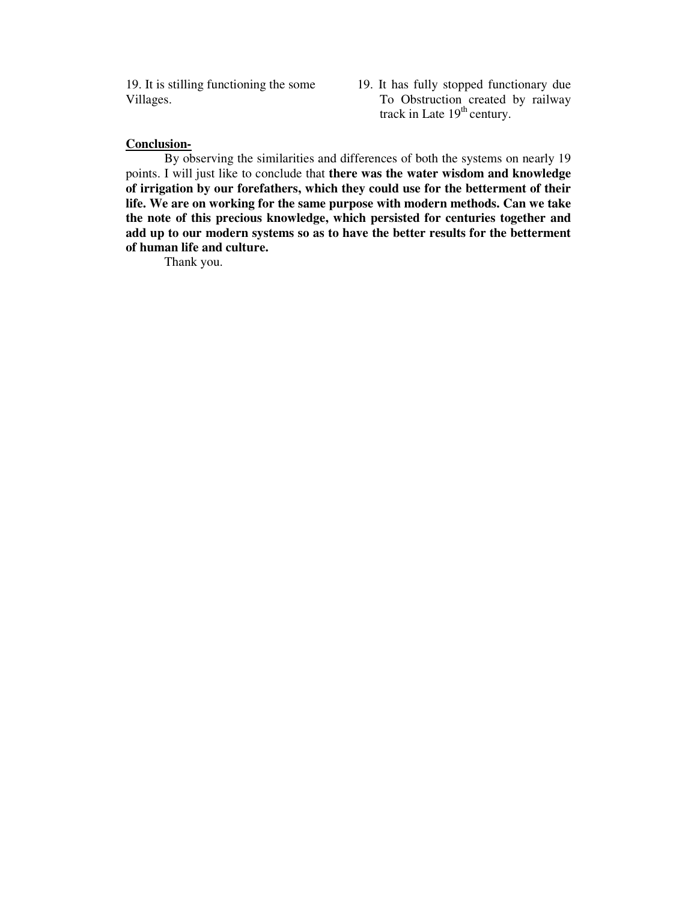| | |
|---|---|
| 19. It is stilling functioning the some Villages. | 19. It has fully stopped functionary due To Obstruction created by railway track in Late 19th century. |

**Conclusion-**

By observing the similarities and differences of both the systems on nearly 19 points. I will just like to conclude that **there was the water wisdom and knowledge of irrigation by our forefathers, which they could use for the betterment of their life. We are on working for the same purpose with modern methods. Can we take the note of this precious knowledge, which persisted for centuries together and add up to our modern systems so as to have the better results for the betterment of human life and culture.**

Thank you.